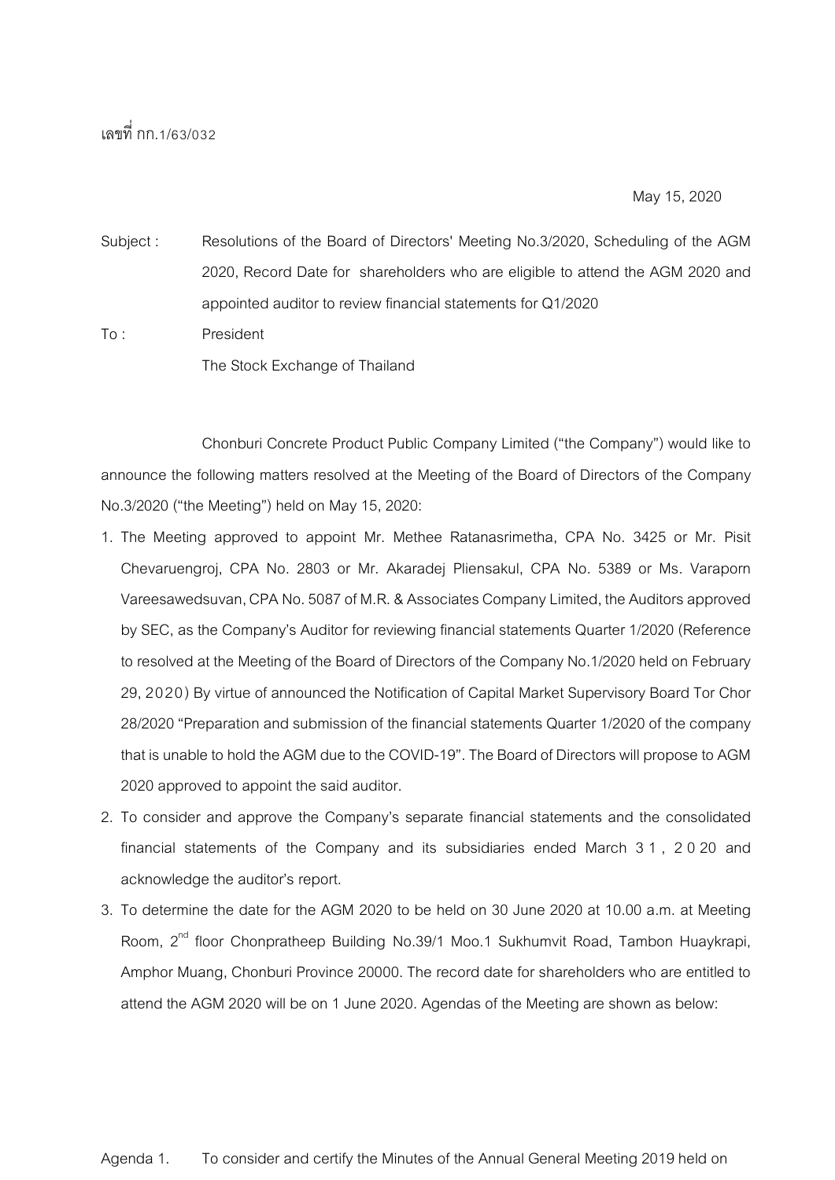เลขที่ กก.1/63/032

May 15, 2020

Subject : Resolutions of the Board of Directors' Meeting No.3/2020, Scheduling of the AGM 2020, Record Date for shareholders who are eligible to attend the AGM 2020 and appointed auditor to review financial statements for Q1/2020

To : President
The Stock Exchange of Thailand

Chonburi Concrete Product Public Company Limited ("the Company") would like to announce the following matters resolved at the Meeting of the Board of Directors of the Company No.3/2020 ("the Meeting") held on May 15, 2020:

1. The Meeting approved to appoint Mr. Methee Ratanasrimetha, CPA No. 3425 or Mr. Pisit Chevaruengroj, CPA No. 2803 or Mr. Akaradej Pliensakul, CPA No. 5389 or Ms. Varaporn Vareesawedsuvan, CPA No. 5087 of M.R. & Associates Company Limited, the Auditors approved by SEC, as the Company's Auditor for reviewing financial statements Quarter 1/2020 (Reference to resolved at the Meeting of the Board of Directors of the Company No.1/2020 held on February 29, 2020) By virtue of announced the Notification of Capital Market Supervisory Board Tor Chor 28/2020 "Preparation and submission of the financial statements Quarter 1/2020 of the company that is unable to hold the AGM due to the COVID-19". The Board of Directors will propose to AGM 2020 approved to appoint the said auditor.
2. To consider and approve the Company's separate financial statements and the consolidated financial statements of the Company and its subsidiaries ended March 31, 2020 and acknowledge the auditor's report.
3. To determine the date for the AGM 2020 to be held on 30 June 2020 at 10.00 a.m. at Meeting Room, 2nd floor Chonpratheep Building No.39/1 Moo.1 Sukhumvit Road, Tambon Huaykrapi, Amphor Muang, Chonburi Province 20000. The record date for shareholders who are entitled to attend the AGM 2020 will be on 1 June 2020. Agendas of the Meeting are shown as below:

Agenda 1. To consider and certify the Minutes of the Annual General Meeting 2019 held on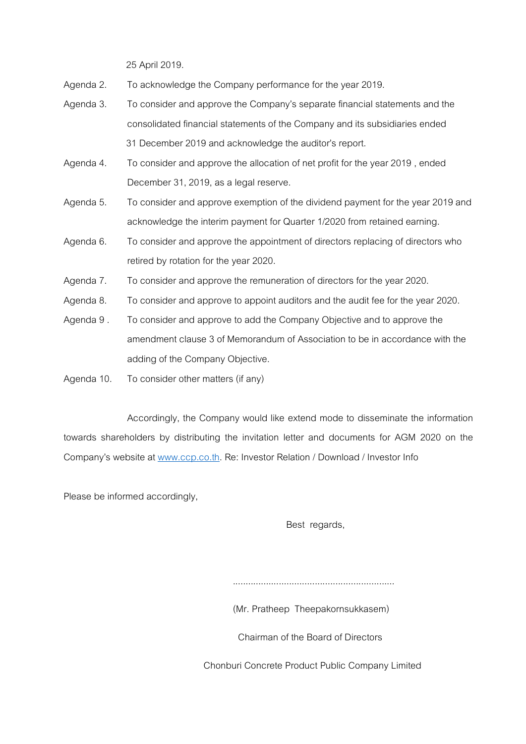25 April 2019.

Agenda 2. To acknowledge the Company performance for the year 2019.

Agenda 3. To consider and approve the Company's separate financial statements and the consolidated financial statements of the Company and its subsidiaries ended 31 December 2019 and acknowledge the auditor's report.

Agenda 4. To consider and approve the allocation of net profit for the year 2019 , ended December 31, 2019, as a legal reserve.

Agenda 5. To consider and approve exemption of the dividend payment for the year 2019 and acknowledge the interim payment for Quarter 1/2020 from retained earning.

Agenda 6. To consider and approve the appointment of directors replacing of directors who retired by rotation for the year 2020.

Agenda 7. To consider and approve the remuneration of directors for the year 2020.

Agenda 8. To consider and approve to appoint auditors and the audit fee for the year 2020.

Agenda 9 . To consider and approve to add the Company Objective and to approve the amendment clause 3 of Memorandum of Association to be in accordance with the adding of the Company Objective.

Agenda 10. To consider other matters (if any)

Accordingly, the Company would like extend mode to disseminate the information towards shareholders by distributing the invitation letter and documents for AGM 2020 on the Company's website at www.ccp.co.th. Re: Investor Relation / Download / Investor Info

Please be informed accordingly,

Best regards,

...............................................................

(Mr. Pratheep Theepakornsukkasem)

Chairman of the Board of Directors

Chonburi Concrete Product Public Company Limited